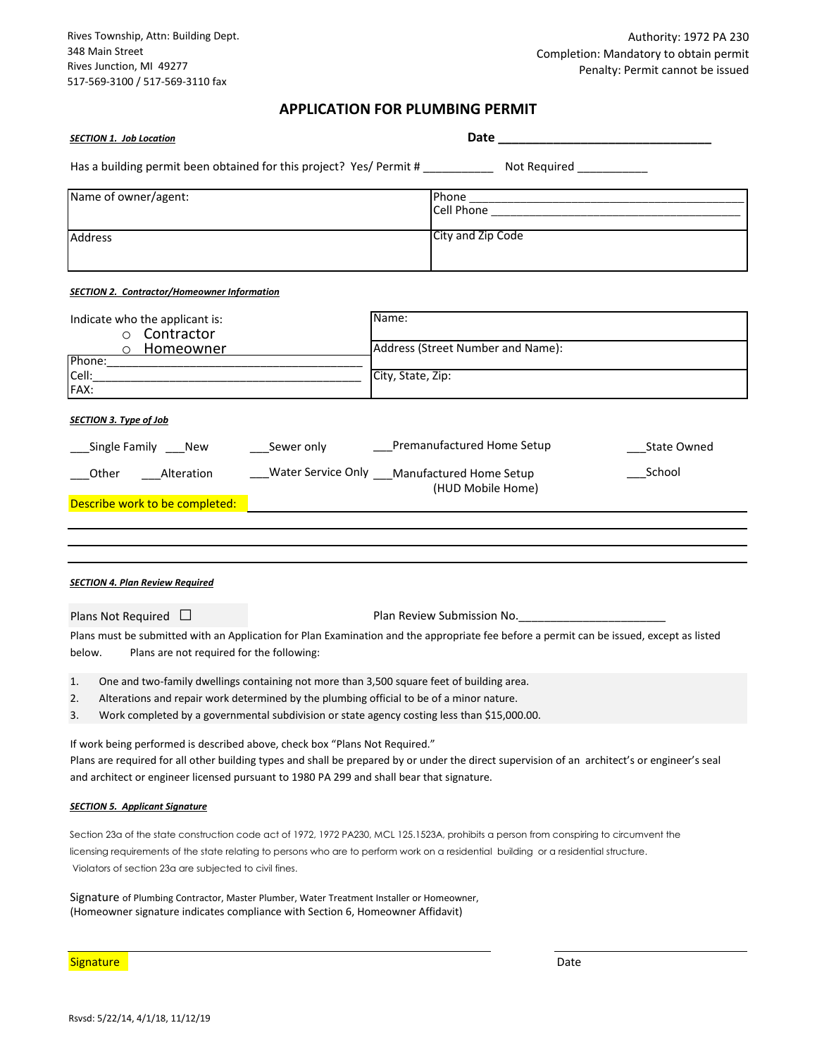Rives Township, Attn: Building Dept.
348 Main Street
Rives Junction, MI 49277
517-569-3100 / 517-569-3110 fax

Authority: 1972 PA 230
Completion: Mandatory to obtain permit
Penalty: Permit cannot be issued

# APPLICATION FOR PLUMBING PERMIT

***SECTION 1. Job Location***

**Date** ______________________________

Has a building permit been obtained for this project? Yes/ Permit # ___________ Not Required ___________

| Name of owner/agent: | Phone ________________________<br>Cell Phone ________________________ |
|---|---|
| Address | City and Zip Code |

***SECTION 2. Contractor/Homeowner Information***

| Indicate who the applicant is:<br>○ Contractor<br>○ Homeowner | Name: |
|---|---|
| Phone: ________________________<br>Cell: ________________________ | Address (Street Number and Name): |
| FAX: | City, State, Zip: |

***SECTION 3. Type of Job***

___Single Family ___New ___Sewer only ___Premanufactured Home Setup ___State Owned

___Other ___Alteration ___Water Service Only ___Manufactured Home Setup (HUD Mobile Home) ___School

Describe work to be completed: ________________________________________________

________________________________________________

________________________________________________

________________________________________________

***SECTION 4. Plan Review Required***

Plans Not Required ☐

Plan Review Submission No.______________________

Plans must be submitted with an Application for Plan Examination and the appropriate fee before a permit can be issued, except as listed below. Plans are not required for the following:

1. One and two-family dwellings containing not more than 3,500 square feet of building area.
2. Alterations and repair work determined by the plumbing official to be of a minor nature.
3. Work completed by a governmental subdivision or state agency costing less than $15,000.00.

If work being performed is described above, check box "Plans Not Required."
Plans are required for all other building types and shall be prepared by or under the direct supervision of an architect's or engineer's seal and architect or engineer licensed pursuant to 1980 PA 299 and shall bear that signature.

***SECTION 5. Applicant Signature***

Section 23a of the state construction code act of 1972, 1972 PA230, MCL 125.1523A, prohibits a person from conspiring to circumvent the licensing requirements of the state relating to persons who are to perform work on a residential building or a residential structure. Violators of section 23a are subjected to civil fines.

Signature of Plumbing Contractor, Master Plumber, Water Treatment Installer or Homeowner,
(Homeowner signature indicates compliance with Section 6, Homeowner Affidavit)

______________________________________________ ______________________

Signature Date

Rsvsd: 5/22/14, 4/1/18, 11/12/19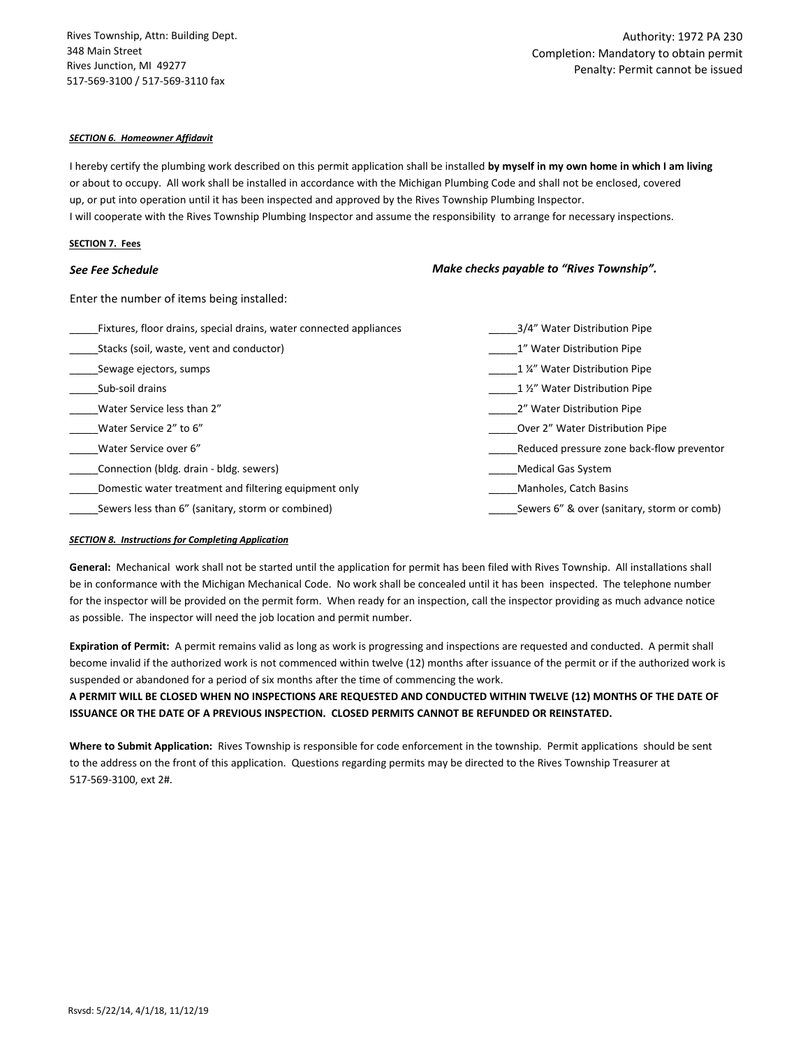Rives Township, Attn: Building Dept.
348 Main Street
Rives Junction, MI 49277
517-569-3100 / 517-569-3110 fax

Authority: 1972 PA 230
Completion: Mandatory to obtain permit
Penalty: Permit cannot be issued

***SECTION 6. Homeowner Affidavit***

I hereby certify the plumbing work described on this permit application shall be installed **by myself in my own home in which I am living** or about to occupy. All work shall be installed in accordance with the Michigan Plumbing Code and shall not be enclosed, covered up, or put into operation until it has been inspected and approved by the Rives Township Plumbing Inspector.
I will cooperate with the Rives Township Plumbing Inspector and assume the responsibility to arrange for necessary inspections.

**SECTION 7. Fees**

***See Fee Schedule*** ***Make checks payable to "Rives Township".***

Enter the number of items being installed:

| | |
|---|---|
| _____Fixtures, floor drains, special drains, water connected appliances | _____3/4" Water Distribution Pipe |
| _____Stacks (soil, waste, vent and conductor) | _____1" Water Distribution Pipe |
| _____Sewage ejectors, sumps | _____1 ¼" Water Distribution Pipe |
| _____Sub-soil drains | _____1 ½" Water Distribution Pipe |
| _____Water Service less than 2" | _____2" Water Distribution Pipe |
| _____Water Service 2" to 6" | _____Over 2" Water Distribution Pipe |
| _____Water Service over 6" | _____Reduced pressure zone back-flow preventor |
| _____Connection (bldg. drain - bldg. sewers) | _____Medical Gas System |
| _____Domestic water treatment and filtering equipment only | _____Manholes, Catch Basins |
| _____Sewers less than 6" (sanitary, storm or combined) | _____Sewers 6" & over (sanitary, storm or comb) |

***SECTION 8. Instructions for Completing Application***

**General:** Mechanical work shall not be started until the application for permit has been filed with Rives Township. All installations shall be in conformance with the Michigan Mechanical Code. No work shall be concealed until it has been inspected. The telephone number for the inspector will be provided on the permit form. When ready for an inspection, call the inspector providing as much advance notice as possible. The inspector will need the job location and permit number.

**Expiration of Permit:** A permit remains valid as long as work is progressing and inspections are requested and conducted. A permit shall become invalid if the authorized work is not commenced within twelve (12) months after issuance of the permit or if the authorized work is suspended or abandoned for a period of six months after the time of commencing the work.
**A PERMIT WILL BE CLOSED WHEN NO INSPECTIONS ARE REQUESTED AND CONDUCTED WITHIN TWELVE (12) MONTHS OF THE DATE OF ISSUANCE OR THE DATE OF A PREVIOUS INSPECTION. CLOSED PERMITS CANNOT BE REFUNDED OR REINSTATED.**

**Where to Submit Application:** Rives Township is responsible for code enforcement in the township. Permit applications should be sent to the address on the front of this application. Questions regarding permits may be directed to the Rives Township Treasurer at 517-569-3100, ext 2#.

Rsvsd: 5/22/14, 4/1/18, 11/12/19